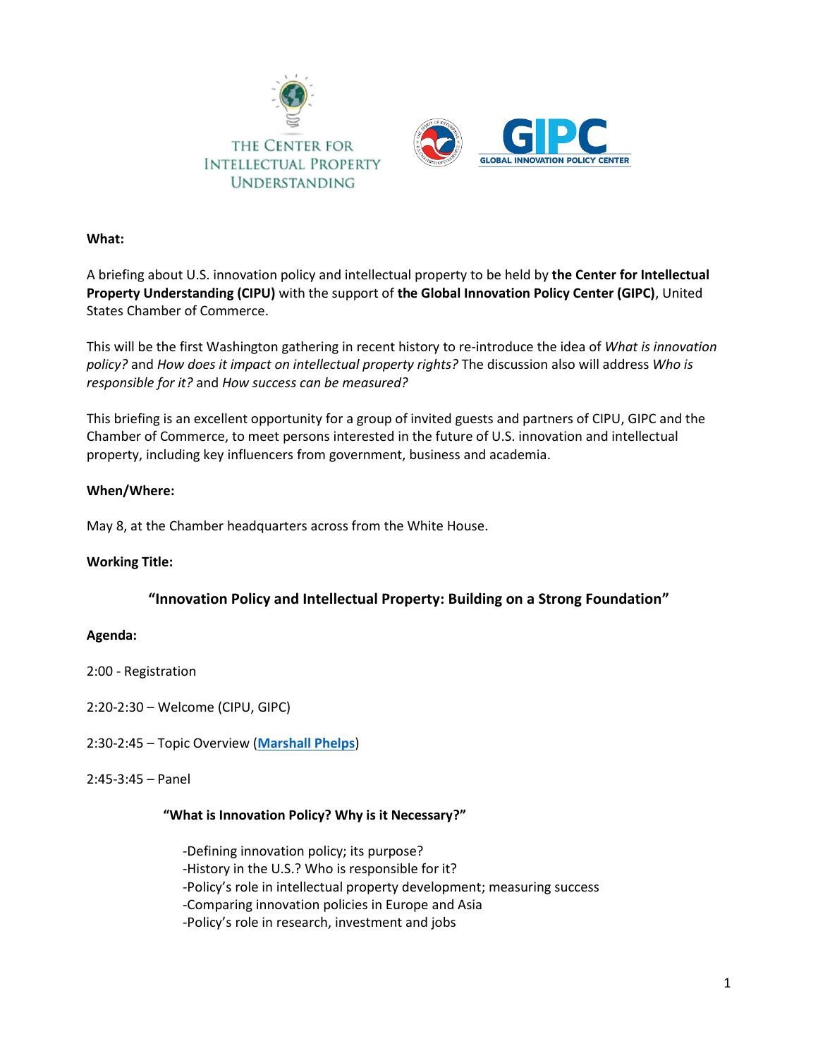THE CENTER FOR INTELLECTUAL PROPERTY UNDERSTANDING

GIPC GLOBAL INNOVATION POLICY CENTER

**What:**

A briefing about U.S. innovation policy and intellectual property to be held by **the Center for Intellectual Property Understanding (CIPU)** with the support of **the Global Innovation Policy Center (GIPC)**, United States Chamber of Commerce.

This will be the first Washington gathering in recent history to re-introduce the idea of *What is innovation policy?* and *How does it impact on intellectual property rights?* The discussion also will address *Who is responsible for it?* and *How success can be measured?*

This briefing is an excellent opportunity for a group of invited guests and partners of CIPU, GIPC and the Chamber of Commerce, to meet persons interested in the future of U.S. innovation and intellectual property, including key influencers from government, business and academia.

**When/Where:**

May 8, at the Chamber headquarters across from the White House.

**Working Title:**

**"Innovation Policy and Intellectual Property: Building on a Strong Foundation"**

**Agenda:**

2:00 - Registration

2:20-2:30 – Welcome (CIPU, GIPC)

2:30-2:45 – Topic Overview (**Marshall Phelps**)

2:45-3:45 – Panel

**"What is Innovation Policy? Why is it Necessary?"**

- Defining innovation policy; its purpose?
- History in the U.S.? Who is responsible for it?
- Policy's role in intellectual property development; measuring success
- Comparing innovation policies in Europe and Asia
- Policy's role in research, investment and jobs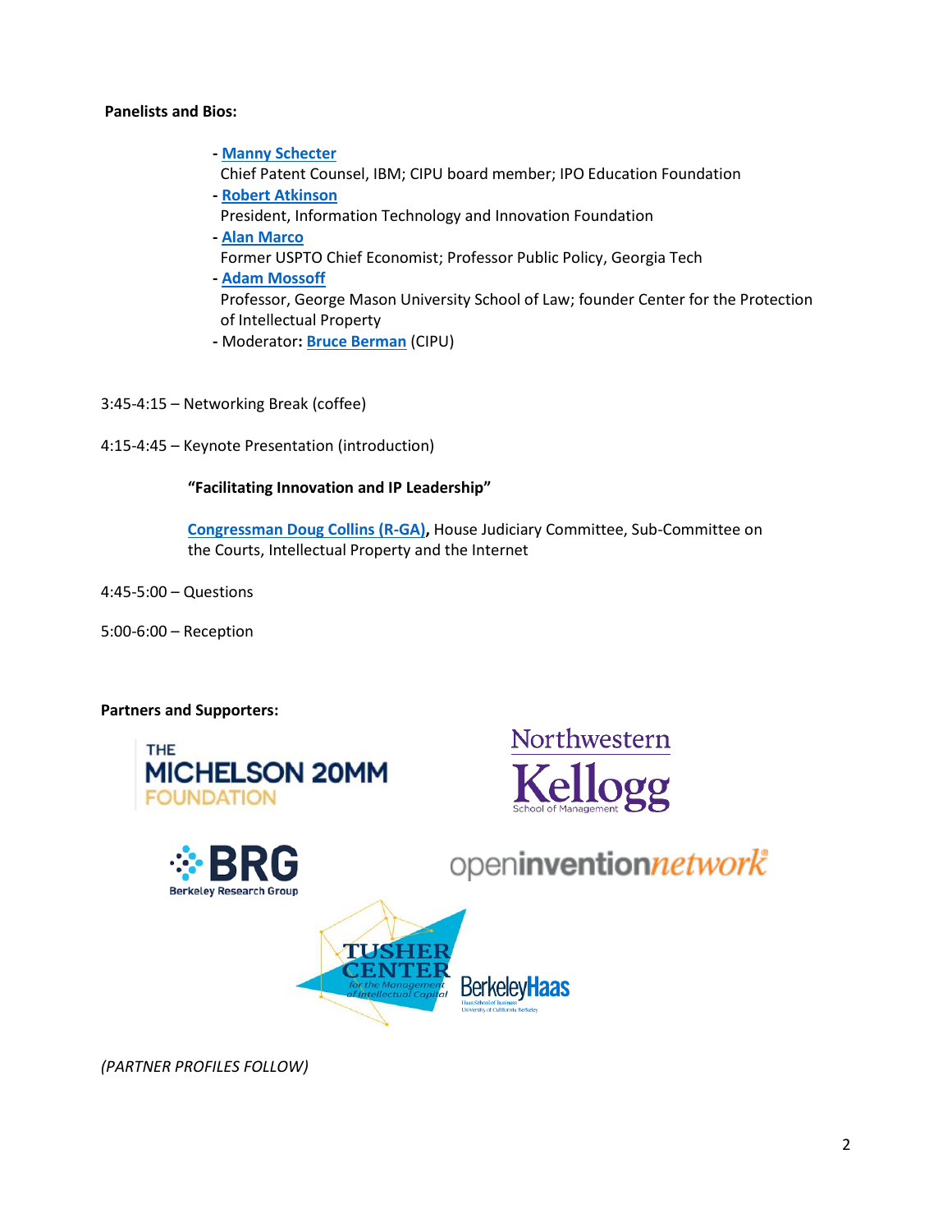**Panelists and Bios:**

- **Manny Schecter**
  Chief Patent Counsel, IBM; CIPU board member; IPO Education Foundation
- **Robert Atkinson**
  President, Information Technology and Innovation Foundation
- **Alan Marco**
  Former USPTO Chief Economist; Professor Public Policy, Georgia Tech
- **Adam Mossoff**
  Professor, George Mason University School of Law; founder Center for the Protection of Intellectual Property
- Moderator**:** **Bruce Berman** (CIPU)

3:45-4:15 – Networking Break (coffee)

4:15-4:45 – Keynote Presentation (introduction)

**"Facilitating Innovation and IP Leadership"**

**Congressman Doug Collins (R-GA),** House Judiciary Committee, Sub-Committee on the Courts, Intellectual Property and the Internet

4:45-5:00 – Questions

5:00-6:00 – Reception

**Partners and Supporters:**

THE MICHELSON 20MM FOUNDATION

Northwestern Kellogg School of Management

BRG Berkeley Research Group

openinventionnetwork

TUSHER CENTER for the Management of Intellectual Capital

BerkeleyHaas

*(PARTNER PROFILES FOLLOW)*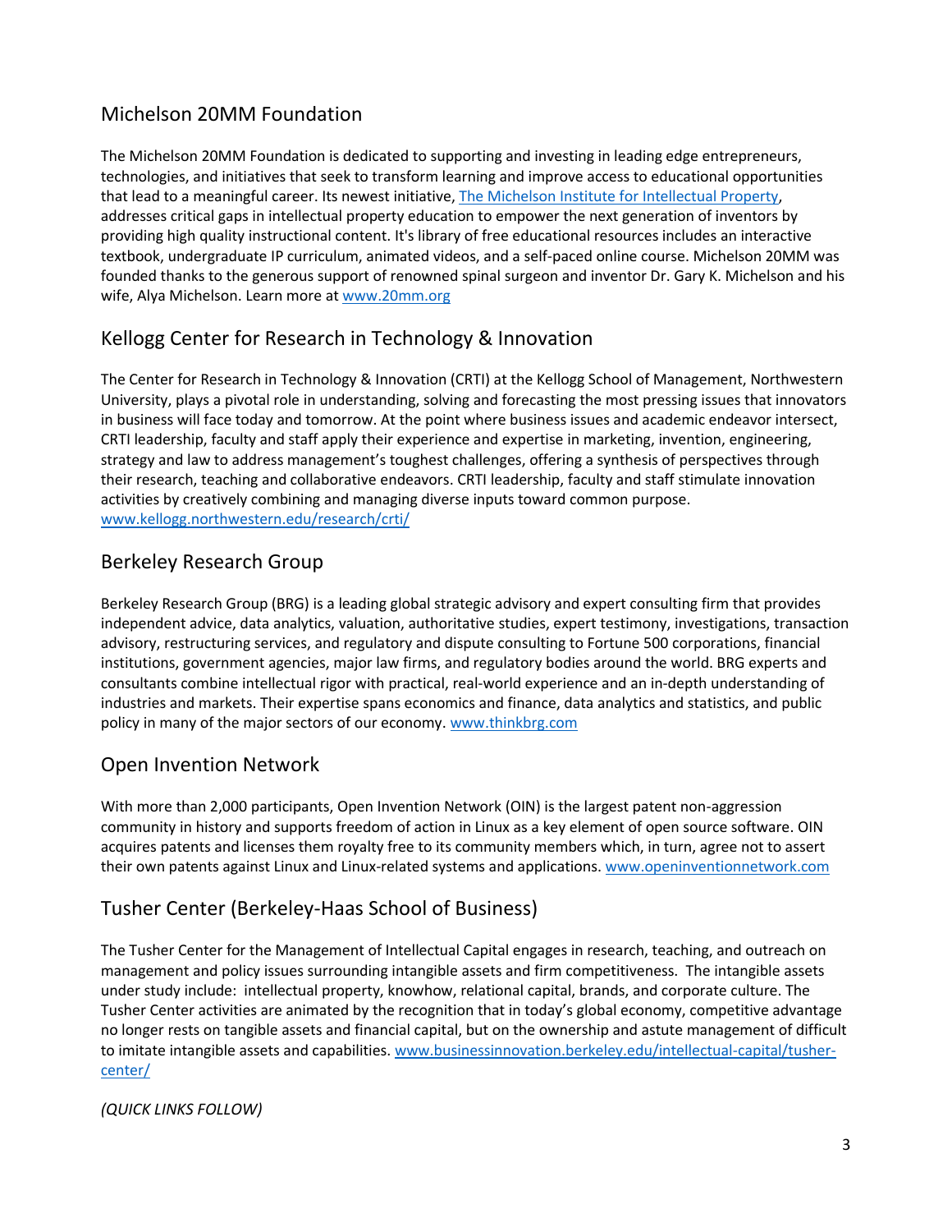## Michelson 20MM Foundation

The Michelson 20MM Foundation is dedicated to supporting and investing in leading edge entrepreneurs, technologies, and initiatives that seek to transform learning and improve access to educational opportunities that lead to a meaningful career. Its newest initiative, [The Michelson Institute for Intellectual Property](), addresses critical gaps in intellectual property education to empower the next generation of inventors by providing high quality instructional content. It's library of free educational resources includes an interactive textbook, undergraduate IP curriculum, animated videos, and a self-paced online course. Michelson 20MM was founded thanks to the generous support of renowned spinal surgeon and inventor Dr. Gary K. Michelson and his wife, Alya Michelson. Learn more at www.20mm.org

## Kellogg Center for Research in Technology & Innovation

The Center for Research in Technology & Innovation (CRTI) at the Kellogg School of Management, Northwestern University, plays a pivotal role in understanding, solving and forecasting the most pressing issues that innovators in business will face today and tomorrow. At the point where business issues and academic endeavor intersect, CRTI leadership, faculty and staff apply their experience and expertise in marketing, invention, engineering, strategy and law to address management's toughest challenges, offering a synthesis of perspectives through their research, teaching and collaborative endeavors. CRTI leadership, faculty and staff stimulate innovation activities by creatively combining and managing diverse inputs toward common purpose. www.kellogg.northwestern.edu/research/crti/

## Berkeley Research Group

Berkeley Research Group (BRG) is a leading global strategic advisory and expert consulting firm that provides independent advice, data analytics, valuation, authoritative studies, expert testimony, investigations, transaction advisory, restructuring services, and regulatory and dispute consulting to Fortune 500 corporations, financial institutions, government agencies, major law firms, and regulatory bodies around the world. BRG experts and consultants combine intellectual rigor with practical, real-world experience and an in-depth understanding of industries and markets. Their expertise spans economics and finance, data analytics and statistics, and public policy in many of the major sectors of our economy. www.thinkbrg.com

## Open Invention Network

With more than 2,000 participants, Open Invention Network (OIN) is the largest patent non-aggression community in history and supports freedom of action in Linux as a key element of open source software. OIN acquires patents and licenses them royalty free to its community members which, in turn, agree not to assert their own patents against Linux and Linux-related systems and applications. www.openinventionnetwork.com

## Tusher Center (Berkeley-Haas School of Business)

The Tusher Center for the Management of Intellectual Capital engages in research, teaching, and outreach on management and policy issues surrounding intangible assets and firm competitiveness. The intangible assets under study include: intellectual property, knowhow, relational capital, brands, and corporate culture. The Tusher Center activities are animated by the recognition that in today's global economy, competitive advantage no longer rests on tangible assets and financial capital, but on the ownership and astute management of difficult to imitate intangible assets and capabilities. www.businessinnovation.berkeley.edu/intellectual-capital/tusher-center/

*(QUICK LINKS FOLLOW)*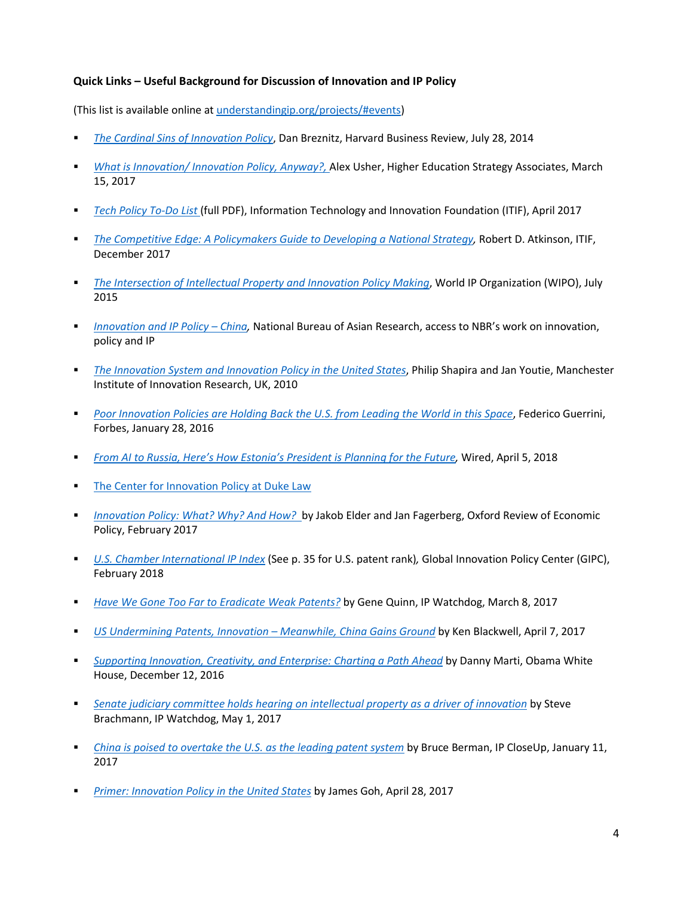**Quick Links – Useful Background for Discussion of Innovation and IP Policy**

(This list is available online at understandingip.org/projects/#events)

- *The Cardinal Sins of Innovation Policy*, Dan Breznitz, Harvard Business Review, July 28, 2014
- *What is Innovation/ Innovation Policy, Anyway?,* Alex Usher, Higher Education Strategy Associates, March 15, 2017
- *Tech Policy To-Do List* (full PDF), Information Technology and Innovation Foundation (ITIF), April 2017
- *The Competitive Edge: A Policymakers Guide to Developing a National Strategy*, Robert D. Atkinson, ITIF, December 2017
- *The Intersection of Intellectual Property and Innovation Policy Making*, World IP Organization (WIPO), July 2015
- *Innovation and IP Policy – China*, National Bureau of Asian Research, access to NBR's work on innovation, policy and IP
- *The Innovation System and Innovation Policy in the United States*, Philip Shapira and Jan Youtie, Manchester Institute of Innovation Research, UK, 2010
- *Poor Innovation Policies are Holding Back the U.S. from Leading the World in this Space*, Federico Guerrini, Forbes, January 28, 2016
- *From AI to Russia, Here's How Estonia's President is Planning for the Future*, Wired, April 5, 2018
- The Center for Innovation Policy at Duke Law
- *Innovation Policy: What? Why? And How?* by Jakob Elder and Jan Fagerberg, Oxford Review of Economic Policy, February 2017
- *U.S. Chamber International IP Index* (See p. 35 for U.S. patent rank), Global Innovation Policy Center (GIPC), February 2018
- *Have We Gone Too Far to Eradicate Weak Patents?* by Gene Quinn, IP Watchdog, March 8, 2017
- *US Undermining Patents, Innovation – Meanwhile, China Gains Ground* by Ken Blackwell, April 7, 2017
- *Supporting Innovation, Creativity, and Enterprise: Charting a Path Ahead* by Danny Marti, Obama White House, December 12, 2016
- *Senate judiciary committee holds hearing on intellectual property as a driver of innovation* by Steve Brachmann, IP Watchdog, May 1, 2017
- *China is poised to overtake the U.S. as the leading patent system* by Bruce Berman, IP CloseUp, January 11, 2017
- *Primer: Innovation Policy in the United States* by James Goh, April 28, 2017